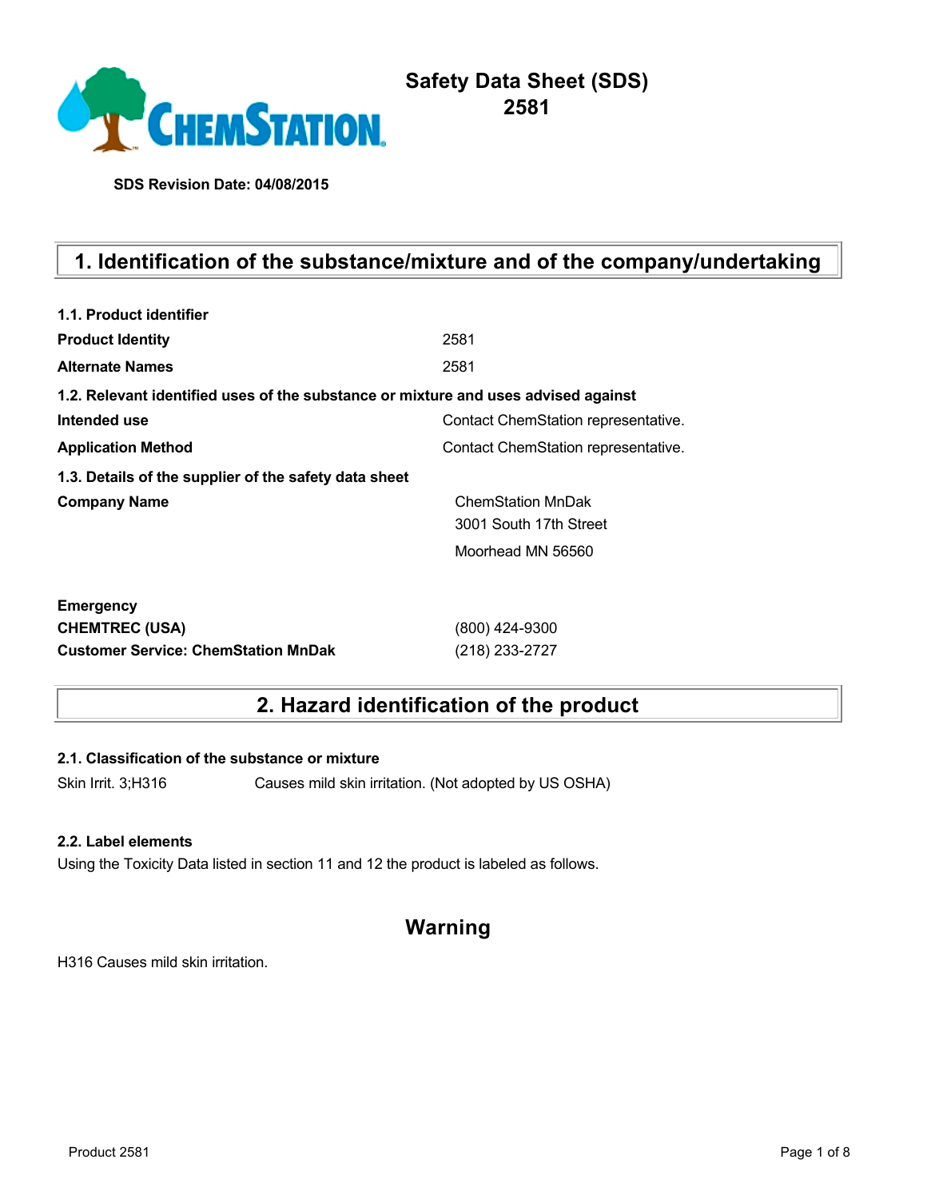# Safety Data Sheet (SDS)
# 2581

**SDS Revision Date: 04/08/2015**

## 1. Identification of the substance/mixture and of the company/undertaking

**1.1. Product identifier**

| | |
|---|---|
| **Product Identity** | 2581 |
| **Alternate Names** | 2581 |

**1.2. Relevant identified uses of the substance or mixture and uses advised against**

| | |
|---|---|
| **Intended use** | Contact ChemStation representative. |
| **Application Method** | Contact ChemStation representative. |

**1.3. Details of the supplier of the safety data sheet**

**Company Name**

ChemStation MnDak
3001 South 17th Street
Moorhead MN 56560

**Emergency**

| | |
|---|---|
| **CHEMTREC (USA)** | (800) 424-9300 |
| **Customer Service: ChemStation MnDak** | (218) 233-2727 |

## 2. Hazard identification of the product

**2.1. Classification of the substance or mixture**

Skin Irrit. 3;H316 Causes mild skin irritation. (Not adopted by US OSHA)

**2.2. Label elements**

Using the Toxicity Data listed in section 11 and 12 the product is labeled as follows.

### Warning

H316 Causes mild skin irritation.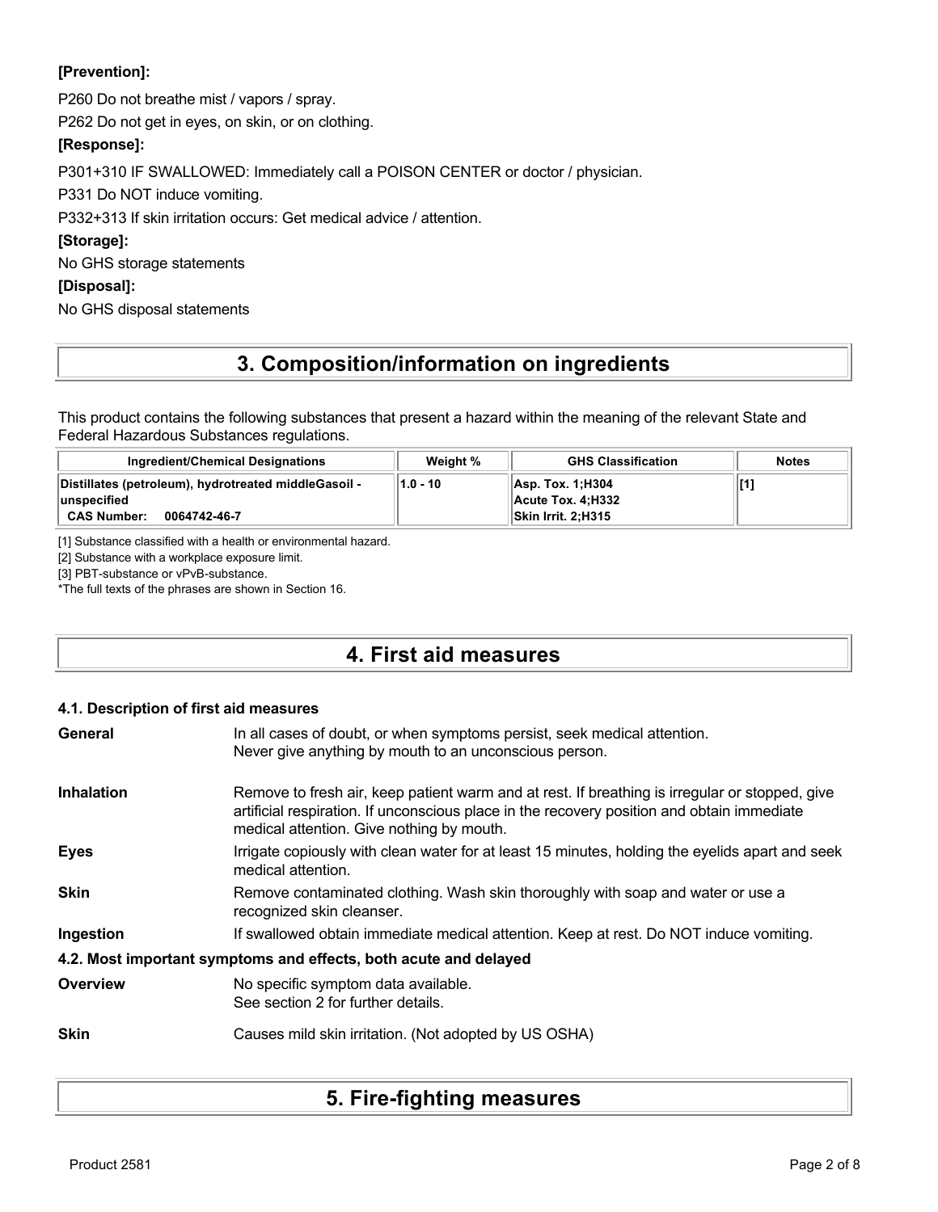**[Prevention]:**

P260 Do not breathe mist / vapors / spray.

P262 Do not get in eyes, on skin, or on clothing.

**[Response]:**

P301+310 IF SWALLOWED: Immediately call a POISON CENTER or doctor / physician.

P331 Do NOT induce vomiting.

P332+313 If skin irritation occurs: Get medical advice / attention.

**[Storage]:**

No GHS storage statements

**[Disposal]:**

No GHS disposal statements

# 3. Composition/information on ingredients

This product contains the following substances that present a hazard within the meaning of the relevant State and Federal Hazardous Substances regulations.

| Ingredient/Chemical Designations | Weight % | GHS Classification | Notes |
|---|---|---|---|
| Distillates (petroleum), hydrotreated middleGasoil - unspecified<br>**CAS Number: 0064742-46-7** | 1.0 - 10 | Asp. Tox. 1;H304<br>Acute Tox. 4;H332<br>Skin Irrit. 2;H315 | [1] |

[1] Substance classified with a health or environmental hazard.

[2] Substance with a workplace exposure limit.

[3] PBT-substance or vPvB-substance.

*The full texts of the phrases are shown in Section 16.

# 4. First aid measures

### 4.1. Description of first aid measures

**General** In all cases of doubt, or when symptoms persist, seek medical attention. Never give anything by mouth to an unconscious person.

**Inhalation** Remove to fresh air, keep patient warm and at rest. If breathing is irregular or stopped, give artificial respiration. If unconscious place in the recovery position and obtain immediate medical attention. Give nothing by mouth.

**Eyes** Irrigate copiously with clean water for at least 15 minutes, holding the eyelids apart and seek medical attention.

**Skin** Remove contaminated clothing. Wash skin thoroughly with soap and water or use a recognized skin cleanser.

**Ingestion** If swallowed obtain immediate medical attention. Keep at rest. Do NOT induce vomiting.

### 4.2. Most important symptoms and effects, both acute and delayed

**Overview** No specific symptom data available. See section 2 for further details.

**Skin** Causes mild skin irritation. (Not adopted by US OSHA)

# 5. Fire-fighting measures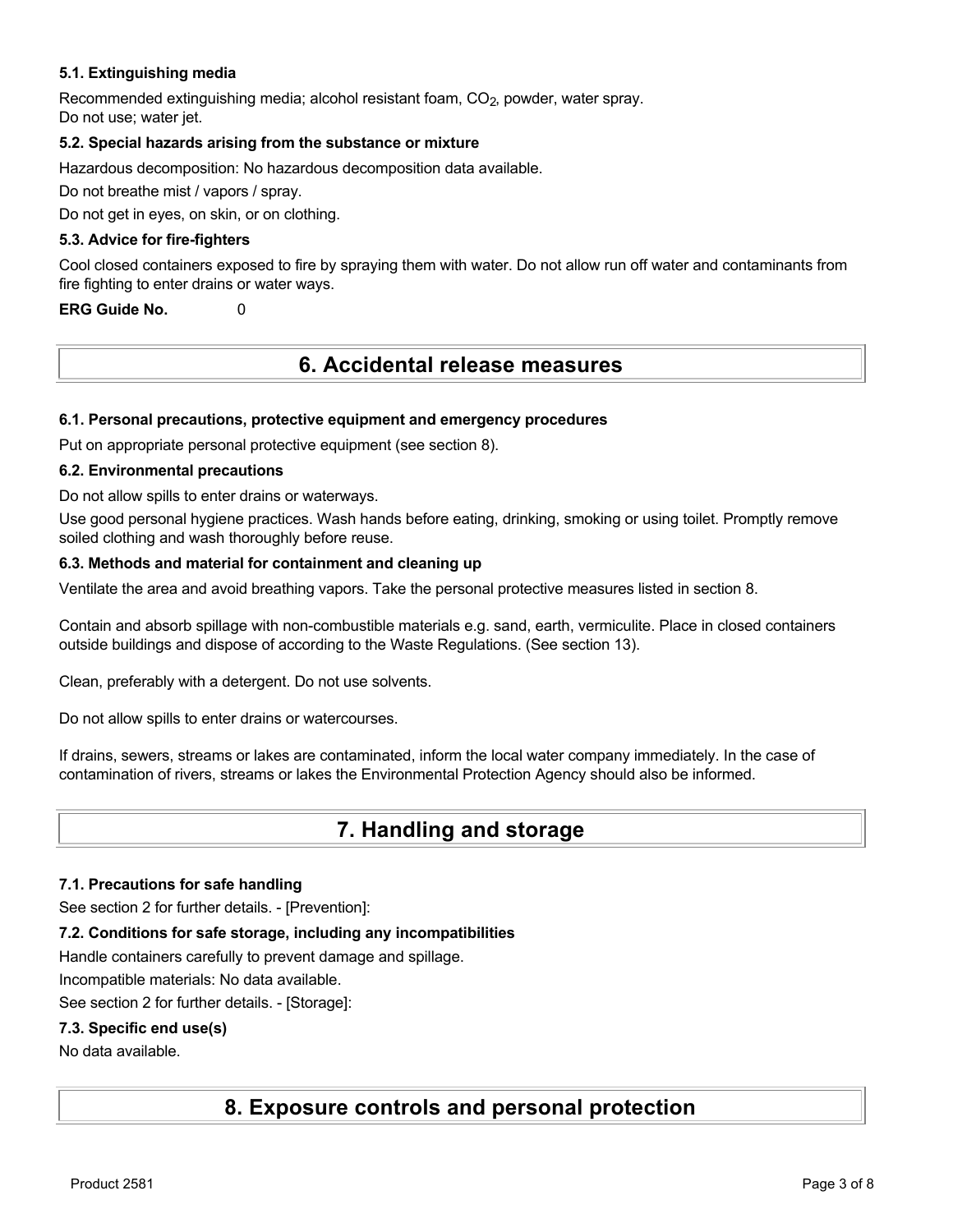### 5.1. Extinguishing media

Recommended extinguishing media; alcohol resistant foam, $CO_2$, powder, water spray.
Do not use; water jet.

### 5.2. Special hazards arising from the substance or mixture

Hazardous decomposition: No hazardous decomposition data available.

Do not breathe mist / vapors / spray.

Do not get in eyes, on skin, or on clothing.

### 5.3. Advice for fire-fighters

Cool closed containers exposed to fire by spraying them with water. Do not allow run off water and contaminants from fire fighting to enter drains or water ways.

**ERG Guide No.** 0

## 6. Accidental release measures

### 6.1. Personal precautions, protective equipment and emergency procedures

Put on appropriate personal protective equipment (see section 8).

### 6.2. Environmental precautions

Do not allow spills to enter drains or waterways.

Use good personal hygiene practices. Wash hands before eating, drinking, smoking or using toilet. Promptly remove soiled clothing and wash thoroughly before reuse.

### 6.3. Methods and material for containment and cleaning up

Ventilate the area and avoid breathing vapors. Take the personal protective measures listed in section 8.

Contain and absorb spillage with non-combustible materials e.g. sand, earth, vermiculite. Place in closed containers outside buildings and dispose of according to the Waste Regulations. (See section 13).

Clean, preferably with a detergent. Do not use solvents.

Do not allow spills to enter drains or watercourses.

If drains, sewers, streams or lakes are contaminated, inform the local water company immediately. In the case of contamination of rivers, streams or lakes the Environmental Protection Agency should also be informed.

## 7. Handling and storage

### 7.1. Precautions for safe handling

See section 2 for further details. - [Prevention]:

### 7.2. Conditions for safe storage, including any incompatibilities

Handle containers carefully to prevent damage and spillage.

Incompatible materials: No data available.

See section 2 for further details. - [Storage]:

### 7.3. Specific end use(s)

No data available.

## 8. Exposure controls and personal protection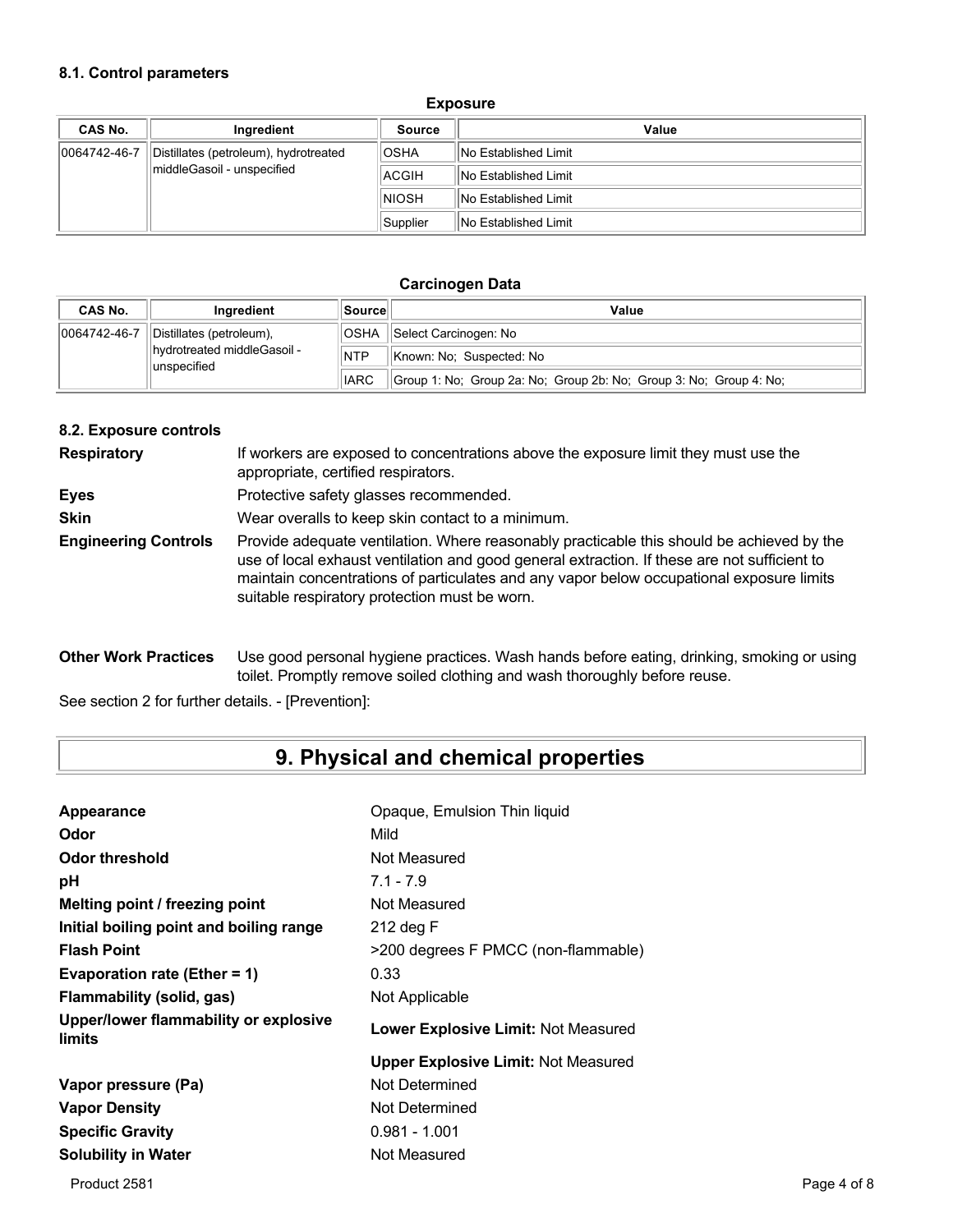### 8.1. Control parameters

**Exposure**

| CAS No. | Ingredient | Source | Value |
|---|---|---|---|
| 0064742-46-7 | Distillates (petroleum), hydrotreated middleGasoil - unspecified | OSHA | No Established Limit |
| | | ACGIH | No Established Limit |
| | | NIOSH | No Established Limit |
| | | Supplier | No Established Limit |

**Carcinogen Data**

| CAS No. | Ingredient | Source | Value |
|---|---|---|---|
| 0064742-46-7 | Distillates (petroleum), hydrotreated middleGasoil - unspecified | OSHA | Select Carcinogen: No |
| | | NTP | Known: No; Suspected: No |
| | | IARC | Group 1: No; Group 2a: No; Group 2b: No; Group 3: No; Group 4: No; |

### 8.2. Exposure controls

**Respiratory** If workers are exposed to concentrations above the exposure limit they must use the appropriate, certified respirators.

**Eyes** Protective safety glasses recommended.

**Skin** Wear overalls to keep skin contact to a minimum.

**Engineering Controls** Provide adequate ventilation. Where reasonably practicable this should be achieved by the use of local exhaust ventilation and good general extraction. If these are not sufficient to maintain concentrations of particulates and any vapor below occupational exposure limits suitable respiratory protection must be worn.

**Other Work Practices** Use good personal hygiene practices. Wash hands before eating, drinking, smoking or using toilet. Promptly remove soiled clothing and wash thoroughly before reuse.

See section 2 for further details. - [Prevention]:

# 9. Physical and chemical properties

| | |
|---|---|
| **Appearance** | Opaque, Emulsion Thin liquid |
| **Odor** | Mild |
| **Odor threshold** | Not Measured |
| **pH** | 7.1 - 7.9 |
| **Melting point / freezing point** | Not Measured |
| **Initial boiling point and boiling range** | 212 deg F |
| **Flash Point** | >200 degrees F PMCC (non-flammable) |
| **Evaporation rate (Ether = 1)** | 0.33 |
| **Flammability (solid, gas)** | Not Applicable |
| **Upper/lower flammability or explosive limits** | **Lower Explosive Limit:** Not Measured |
| | **Upper Explosive Limit:** Not Measured |
| **Vapor pressure (Pa)** | Not Determined |
| **Vapor Density** | Not Determined |
| **Specific Gravity** | 0.981 - 1.001 |
| **Solubility in Water** | Not Measured |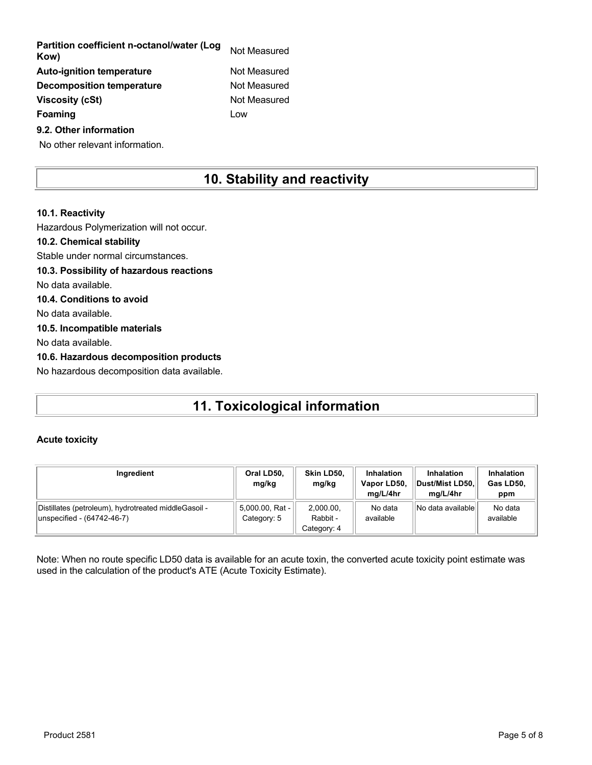| | |
|---|---|
| **Partition coefficient n-octanol/water (Log Kow)** | Not Measured |
| **Auto-ignition temperature** | Not Measured |
| **Decomposition temperature** | Not Measured |
| **Viscosity (cSt)** | Not Measured |
| **Foaming** | Low |

**9.2. Other information**

No other relevant information.

# 10. Stability and reactivity

**10.1. Reactivity**

Hazardous Polymerization will not occur.

**10.2. Chemical stability**

Stable under normal circumstances.

**10.3. Possibility of hazardous reactions**

No data available.

**10.4. Conditions to avoid**

No data available.

**10.5. Incompatible materials**

No data available.

**10.6. Hazardous decomposition products**

No hazardous decomposition data available.

# 11. Toxicological information

**Acute toxicity**

| Ingredient | Oral LD50, mg/kg | Skin LD50, mg/kg | Inhalation Vapor LD50, mg/L/4hr | Inhalation Dust/Mist LD50, mg/L/4hr | Inhalation Gas LD50, ppm |
|---|---|---|---|---|---|
| Distillates (petroleum), hydrotreated middleGasoil - unspecified - (64742-46-7) | 5,000.00, Rat - Category: 5 | 2,000.00, Rabbit - Category: 4 | No data available | No data available | No data available |

Note: When no route specific LD50 data is available for an acute toxin, the converted acute toxicity point estimate was used in the calculation of the product's ATE (Acute Toxicity Estimate).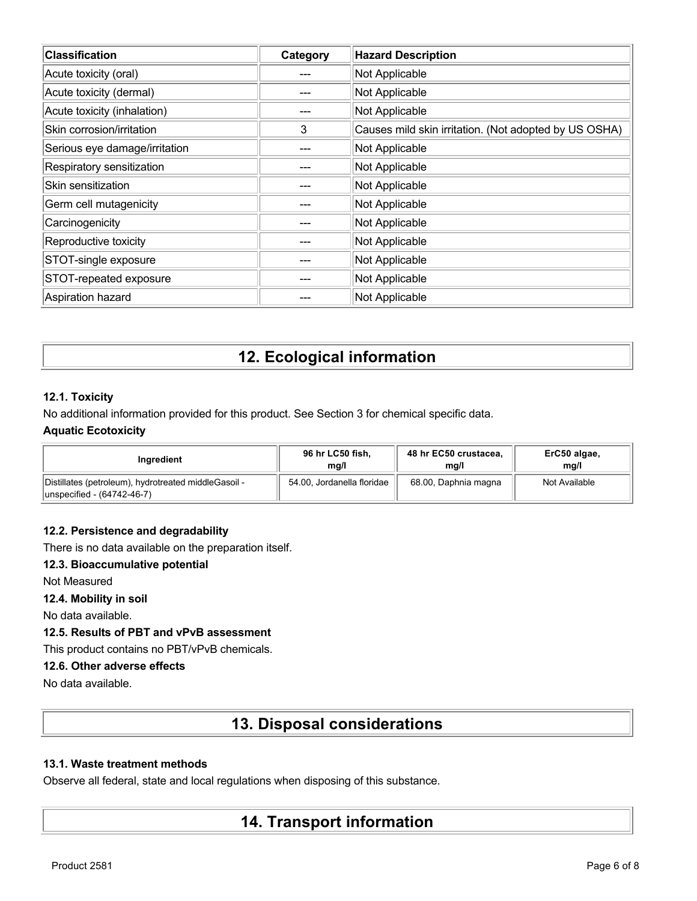| Classification | Category | Hazard Description |
| --- | --- | --- |
| Acute toxicity (oral) | --- | Not Applicable |
| Acute toxicity (dermal) | --- | Not Applicable |
| Acute toxicity (inhalation) | --- | Not Applicable |
| Skin corrosion/irritation | 3 | Causes mild skin irritation. (Not adopted by US OSHA) |
| Serious eye damage/irritation | --- | Not Applicable |
| Respiratory sensitization | --- | Not Applicable |
| Skin sensitization | --- | Not Applicable |
| Germ cell mutagenicity | --- | Not Applicable |
| Carcinogenicity | --- | Not Applicable |
| Reproductive toxicity | --- | Not Applicable |
| STOT-single exposure | --- | Not Applicable |
| STOT-repeated exposure | --- | Not Applicable |
| Aspiration hazard | --- | Not Applicable |

# 12. Ecological information

### 12.1. Toxicity

No additional information provided for this product. See Section 3 for chemical specific data.

**Aquatic Ecotoxicity**

| Ingredient | 96 hr LC50 fish, mg/l | 48 hr EC50 crustacea, mg/l | ErC50 algae, mg/l |
| --- | --- | --- | --- |
| Distillates (petroleum), hydrotreated middleGasoil - unspecified - (64742-46-7) | 54.00, Jordanella floridae | 68.00, Daphnia magna | Not Available |

### 12.2. Persistence and degradability

There is no data available on the preparation itself.

### 12.3. Bioaccumulative potential

Not Measured

### 12.4. Mobility in soil

No data available.

### 12.5. Results of PBT and vPvB assessment

This product contains no PBT/vPvB chemicals.

### 12.6. Other adverse effects

No data available.

# 13. Disposal considerations

### 13.1. Waste treatment methods

Observe all federal, state and local regulations when disposing of this substance.

# 14. Transport information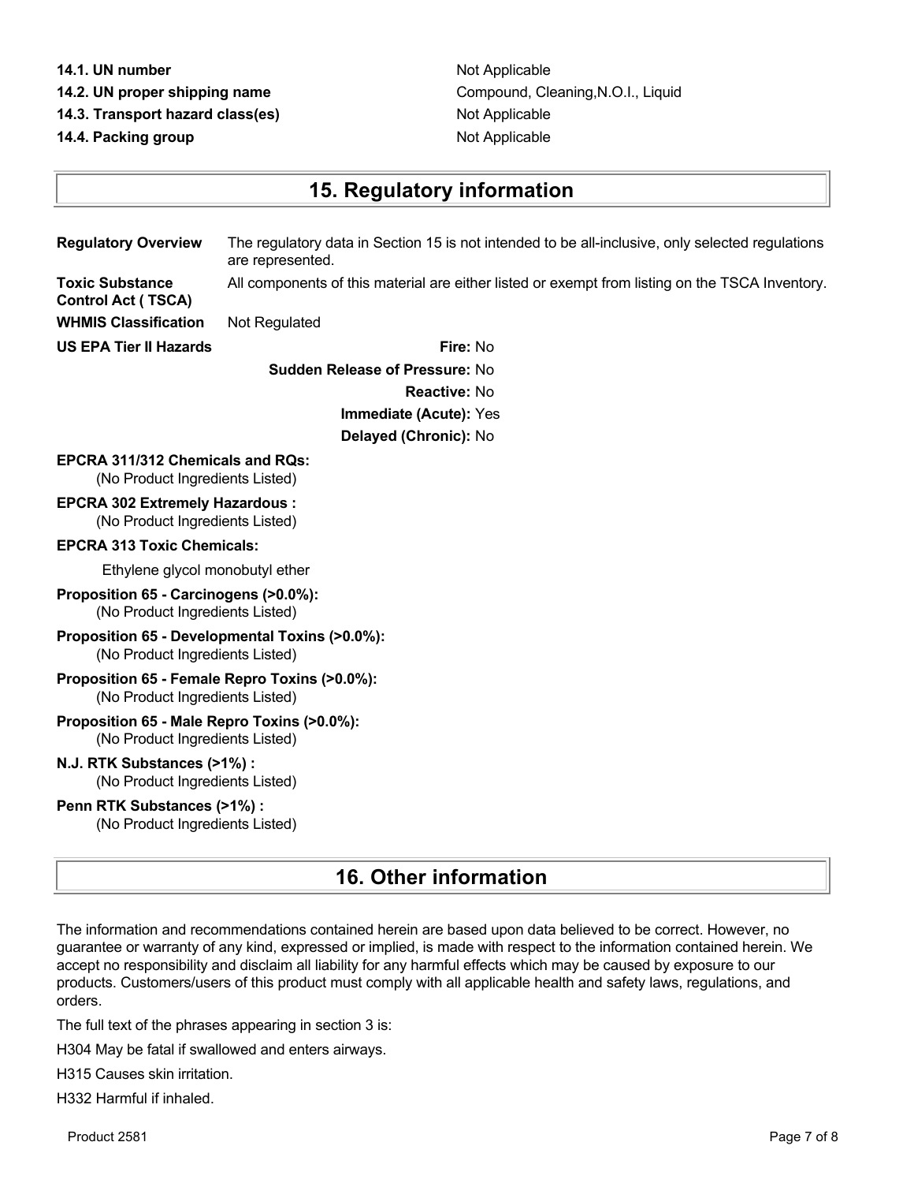**14.1. UN number** Not Applicable

**14.2. UN proper shipping name** Compound, Cleaning,N.O.I., Liquid

**14.3. Transport hazard class(es)** Not Applicable

**14.4. Packing group** Not Applicable

## 15. Regulatory information

**Regulatory Overview** The regulatory data in Section 15 is not intended to be all-inclusive, only selected regulations are represented.

**Toxic Substance Control Act ( TSCA)** All components of this material are either listed or exempt from listing on the TSCA Inventory.

**WHMIS Classification** Not Regulated

**US EPA Tier II Hazards**

**Fire:** No

**Sudden Release of Pressure:** No

**Reactive:** No

**Immediate (Acute):** Yes

**Delayed (Chronic):** No

**EPCRA 311/312 Chemicals and RQs:**
(No Product Ingredients Listed)

**EPCRA 302 Extremely Hazardous :**
(No Product Ingredients Listed)

**EPCRA 313 Toxic Chemicals:**

Ethylene glycol monobutyl ether

**Proposition 65 - Carcinogens (>0.0%):**
(No Product Ingredients Listed)

**Proposition 65 - Developmental Toxins (>0.0%):**
(No Product Ingredients Listed)

**Proposition 65 - Female Repro Toxins (>0.0%):**
(No Product Ingredients Listed)

**Proposition 65 - Male Repro Toxins (>0.0%):**
(No Product Ingredients Listed)

**N.J. RTK Substances (>1%) :**
(No Product Ingredients Listed)

**Penn RTK Substances (>1%) :**
(No Product Ingredients Listed)

## 16. Other information

The information and recommendations contained herein are based upon data believed to be correct. However, no guarantee or warranty of any kind, expressed or implied, is made with respect to the information contained herein. We accept no responsibility and disclaim all liability for any harmful effects which may be caused by exposure to our products. Customers/users of this product must comply with all applicable health and safety laws, regulations, and orders.

The full text of the phrases appearing in section 3 is:

H304 May be fatal if swallowed and enters airways.

H315 Causes skin irritation.

H332 Harmful if inhaled.

Product 2581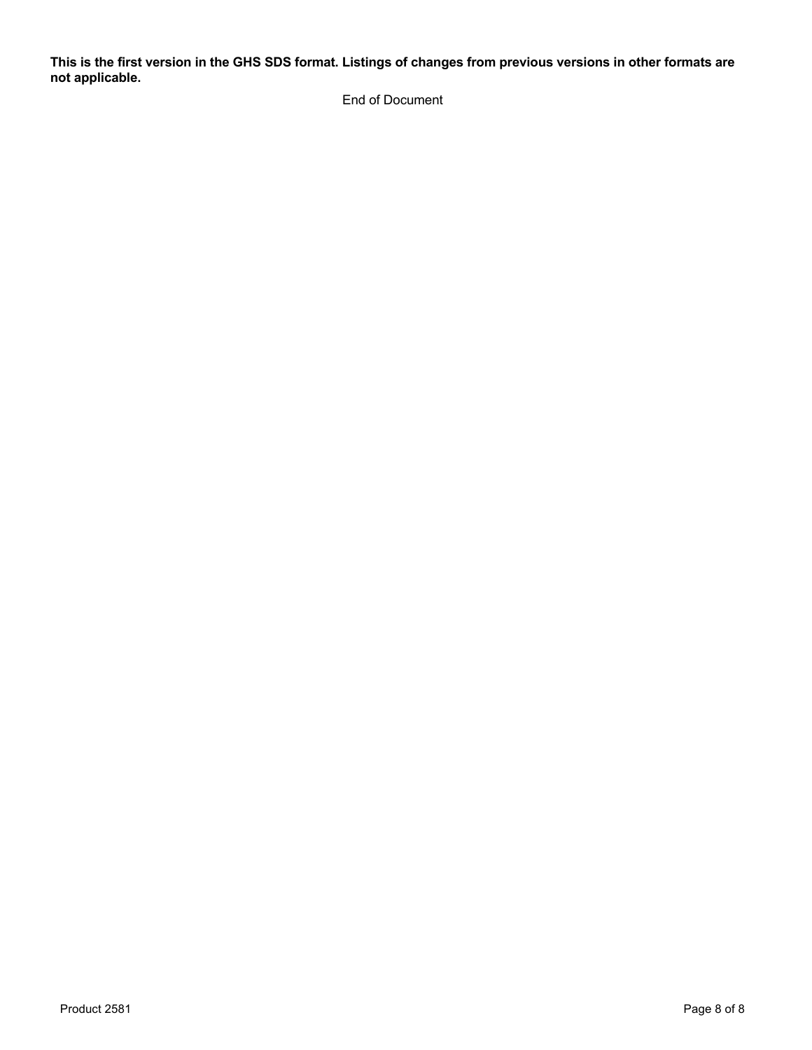**This is the first version in the GHS SDS format. Listings of changes from previous versions in other formats are not applicable.**

End of Document